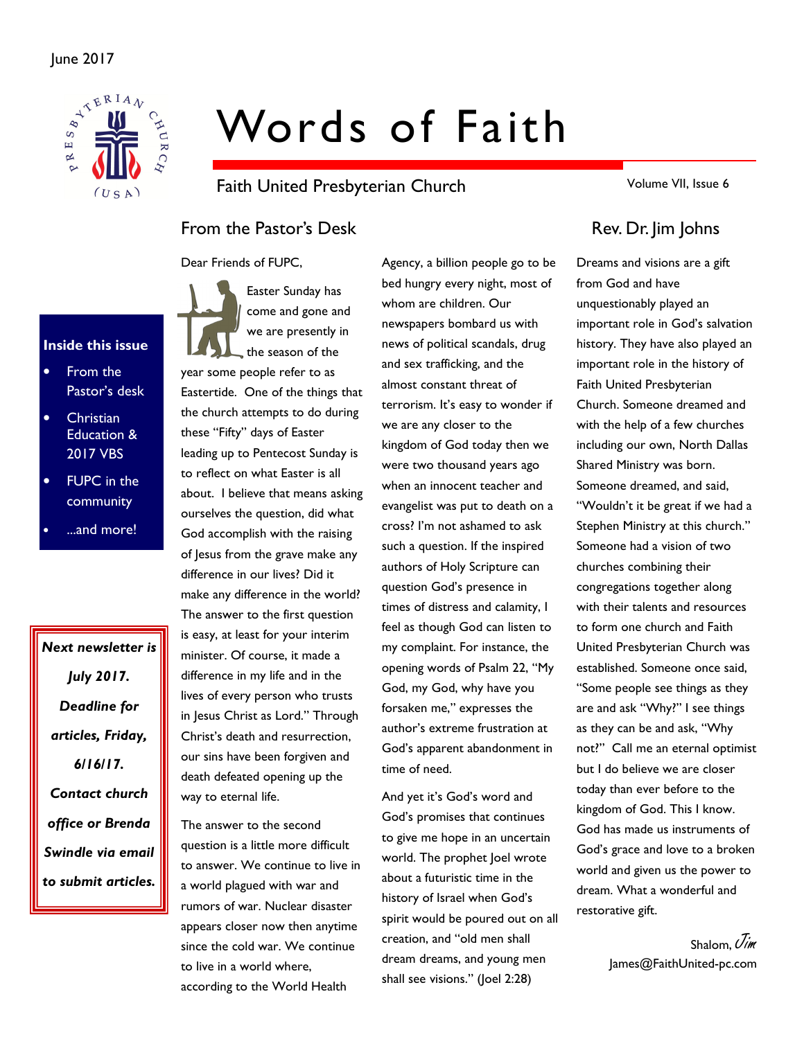June 2017

# Words of Faith

Faith United Presbyterian Church

Volume VII, Issue 6

**Inside this issue**

- From the Pastor's desk
- Christian Education & 2017 VBS
- FUPC in the community
- ...and more!

***Next newsletter is July 2017. Deadline for articles, Friday, 6/16/17. Contact church office or Brenda Swindle via email to submit articles.***

## From the Pastor's Desk

## Rev. Dr. Jim Johns

Dear Friends of FUPC,

Easter Sunday has come and gone and we are presently in the season of the year some people refer to as Eastertide. One of the things that the church attempts to do during these "Fifty" days of Easter leading up to Pentecost Sunday is to reflect on what Easter is all about. I believe that means asking ourselves the question, did what God accomplish with the raising of Jesus from the grave make any difference in our lives? Did it make any difference in the world? The answer to the first question is easy, at least for your interim minister. Of course, it made a difference in my life and in the lives of every person who trusts in Jesus Christ as Lord." Through Christ's death and resurrection, our sins have been forgiven and death defeated opening up the way to eternal life.

The answer to the second question is a little more difficult to answer. We continue to live in a world plagued with war and rumors of war. Nuclear disaster appears closer now then anytime since the cold war. We continue to live in a world where, according to the World Health Agency, a billion people go to be bed hungry every night, most of whom are children. Our newspapers bombard us with news of political scandals, drug and sex trafficking, and the almost constant threat of terrorism. It's easy to wonder if we are any closer to the kingdom of God today then we were two thousand years ago when an innocent teacher and evangelist was put to death on a cross? I'm not ashamed to ask such a question. If the inspired authors of Holy Scripture can question God's presence in times of distress and calamity, I feel as though God can listen to my complaint. For instance, the opening words of Psalm 22, "My God, my God, why have you forsaken me," expresses the author's extreme frustration at God's apparent abandonment in time of need.

And yet it's God's word and God's promises that continues to give me hope in an uncertain world. The prophet Joel wrote about a futuristic time in the history of Israel when God's spirit would be poured out on all creation, and "old men shall dream dreams, and young men shall see visions." (Joel 2:28)

Dreams and visions are a gift from God and have unquestionably played an important role in God's salvation history. They have also played an important role in the history of Faith United Presbyterian Church. Someone dreamed and with the help of a few churches including our own, North Dallas Shared Ministry was born. Someone dreamed, and said, "Wouldn't it be great if we had a Stephen Ministry at this church." Someone had a vision of two churches combining their congregations together along with their talents and resources to form one church and Faith United Presbyterian Church was established. Someone once said, "Some people see things as they are and ask "Why?" I see things as they can be and ask, "Why not?" Call me an eternal optimist but I do believe we are closer today than ever before to the kingdom of God. This I know. God has made us instruments of God's grace and love to a broken world and given us the power to dream. What a wonderful and restorative gift.

Shalom, *Jim*
James@FaithUnited-pc.com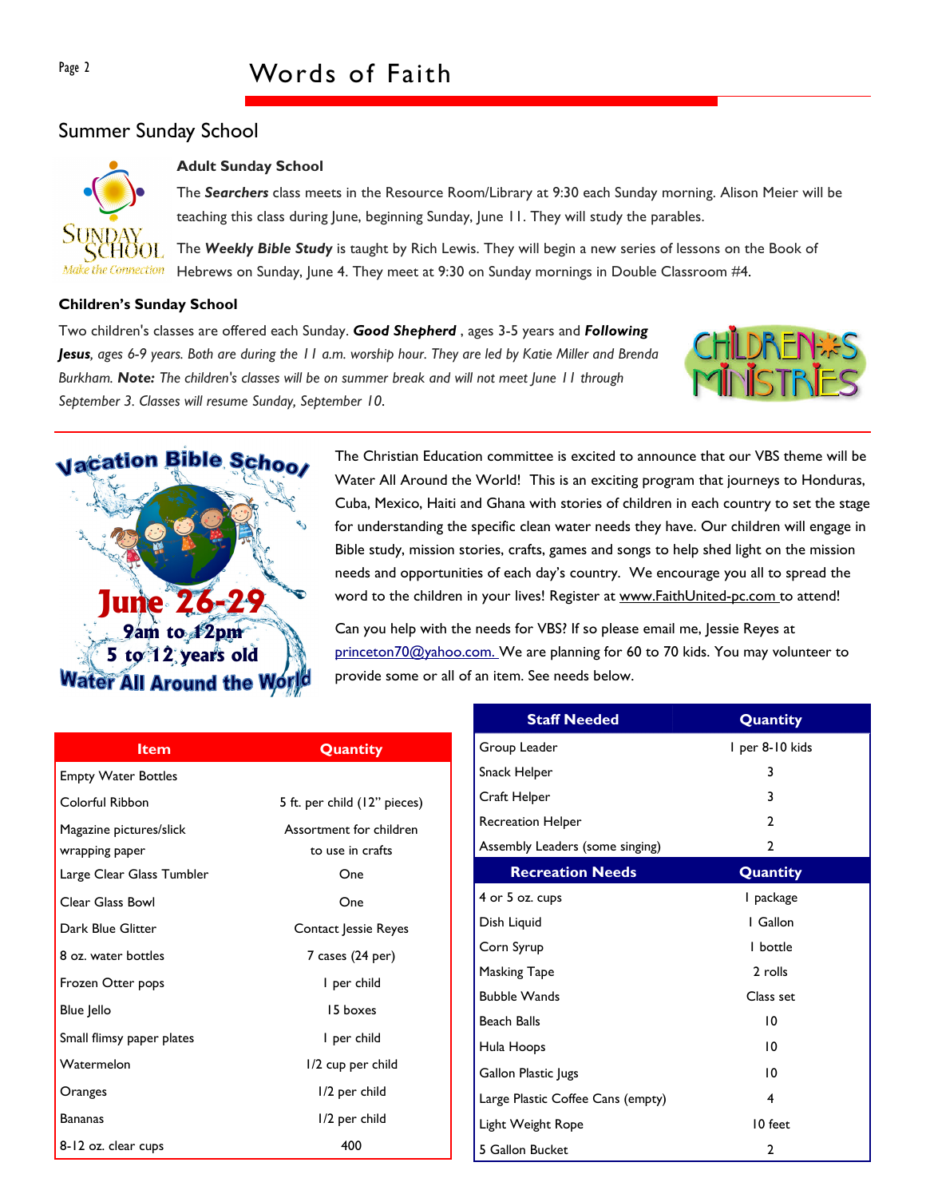## Summer Sunday School

### Adult Sunday School

The ***Searchers*** class meets in the Resource Room/Library at 9:30 each Sunday morning. Alison Meier will be teaching this class during June, beginning Sunday, June 11. They will study the parables.

The ***Weekly Bible Study*** is taught by Rich Lewis. They will begin a new series of lessons on the Book of Hebrews on Sunday, June 4. They meet at 9:30 on Sunday mornings in Double Classroom #4.

### Children's Sunday School

Two children's classes are offered each Sunday. ***Good Shepherd*** , ages 3-5 years and ***Following Jesus****, ages 6-9 years. Both are during the 11 a.m. worship hour. They are led by Katie Miller and Brenda Burkham.* ***Note:*** *The children's classes will be on summer break and will not meet June 11 through September 3. Classes will resume Sunday, September 10.*

Vacation Bible School
June 26-29
9am to 12pm
5 to 12 years old
Water All Around the World

The Christian Education committee is excited to announce that our VBS theme will be Water All Around the World! This is an exciting program that journeys to Honduras, Cuba, Mexico, Haiti and Ghana with stories of children in each country to set the stage for understanding the specific clean water needs they have. Our children will engage in Bible study, mission stories, crafts, games and songs to help shed light on the mission needs and opportunities of each day's country. We encourage you all to spread the word to the children in your lives! Register at www.FaithUnited-pc.com to attend!

Can you help with the needs for VBS? If so please email me, Jessie Reyes at princeton70@yahoo.com. We are planning for 60 to 70 kids. You may volunteer to provide some or all of an item. See needs below.

| Item | Quantity |
|---|---|
| Empty Water Bottles | |
| Colorful Ribbon | 5 ft. per child (12" pieces) |
| Magazine pictures/slick wrapping paper | Assortment for children to use in crafts |
| Large Clear Glass Tumbler | One |
| Clear Glass Bowl | One |
| Dark Blue Glitter | Contact Jessie Reyes |
| 8 oz. water bottles | 7 cases (24 per) |
| Frozen Otter pops | 1 per child |
| Blue Jello | 15 boxes |
| Small flimsy paper plates | 1 per child |
| Watermelon | 1/2 cup per child |
| Oranges | 1/2 per child |
| Bananas | 1/2 per child |
| 8-12 oz. clear cups | 400 |

| Staff Needed | Quantity |
|---|---|
| Group Leader | 1 per 8-10 kids |
| Snack Helper | 3 |
| Craft Helper | 3 |
| Recreation Helper | 2 |
| Assembly Leaders (some singing) | 2 |
| **Recreation Needs** | **Quantity** |
| 4 or 5 oz. cups | 1 package |
| Dish Liquid | 1 Gallon |
| Corn Syrup | 1 bottle |
| Masking Tape | 2 rolls |
| Bubble Wands | Class set |
| Beach Balls | 10 |
| Hula Hoops | 10 |
| Gallon Plastic Jugs | 10 |
| Large Plastic Coffee Cans (empty) | 4 |
| Light Weight Rope | 10 feet |
| 5 Gallon Bucket | 2 |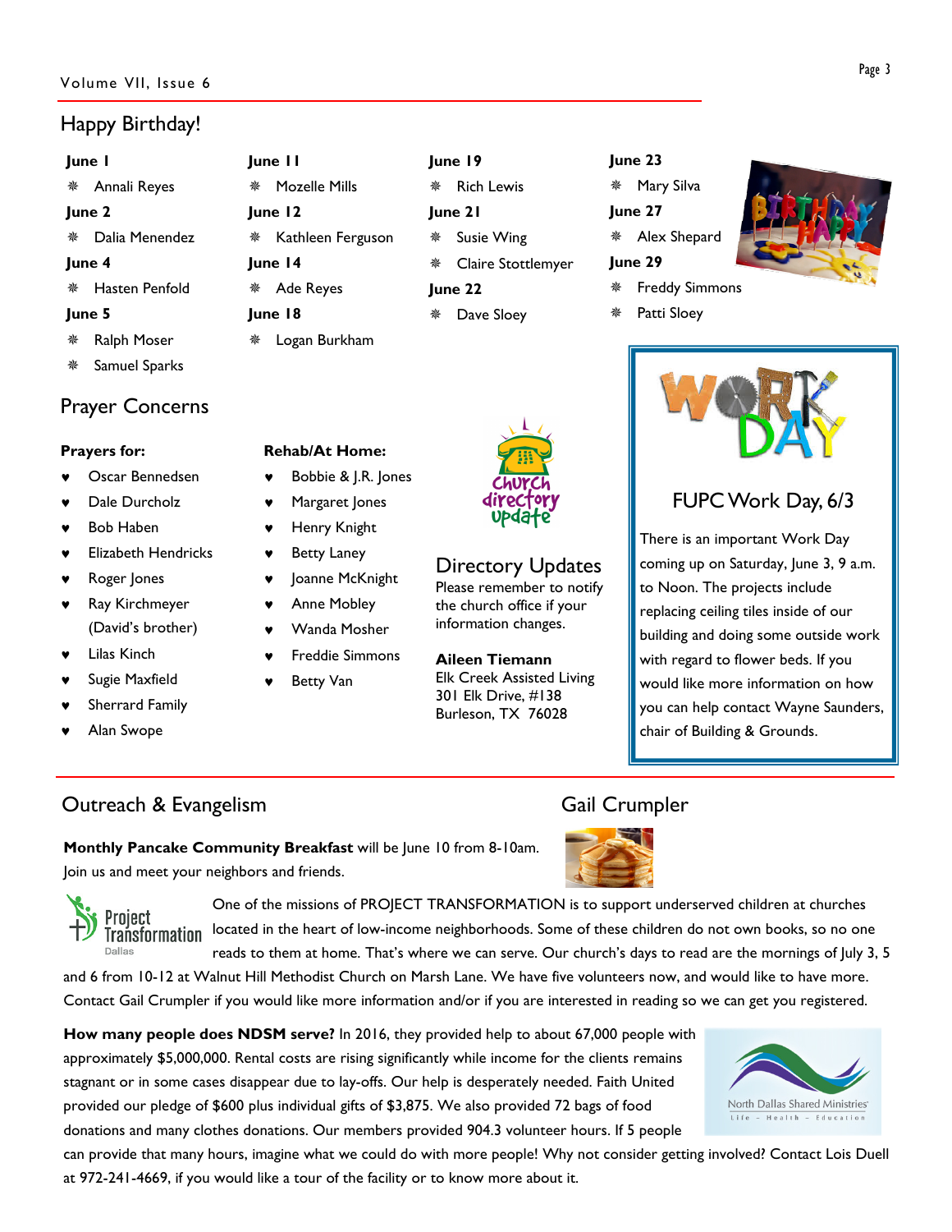## Happy Birthday!

**June 1**
- Annali Reyes

**June 2**
- Dalia Menendez

**June 4**
- Hasten Penfold

**June 5**
- Ralph Moser
- Samuel Sparks

**June 11**
- Mozelle Mills

**June 12**
- Kathleen Ferguson

**June 14**
- Ade Reyes

**June 18**
- Logan Burkham

**June 19**
- Rich Lewis

**June 21**
- Susie Wing
- Claire Stottlemyer

**June 22**
- Dave Sloey

**June 23**
- Mary Silva

**June 27**
- Alex Shepard

**June 29**
- Freddy Simmons
- Patti Sloey

## Prayer Concerns

**Prayers for:**
- Oscar Bennedsen
- Dale Durcholz
- Bob Haben
- Elizabeth Hendricks
- Roger Jones
- Ray Kirchmeyer (David's brother)
- Lilas Kinch
- Sugie Maxfield
- Sherrard Family
- Alan Swope

**Rehab/At Home:**
- Bobbie & J.R. Jones
- Margaret Jones
- Henry Knight
- Betty Laney
- Joanne McKnight
- Anne Mobley
- Wanda Mosher
- Freddie Simmons
- Betty Van

## Directory Updates

Please remember to notify the church office if your information changes.

**Aileen Tiemann**
Elk Creek Assisted Living
301 Elk Drive, #138
Burleson, TX 76028

## FUPC Work Day, 6/3

There is an important Work Day coming up on Saturday, June 3, 9 a.m. to Noon. The projects include replacing ceiling tiles inside of our building and doing some outside work with regard to flower beds. If you would like more information on how you can help contact Wayne Saunders, chair of Building & Grounds.

## Outreach & Evangelism

## Gail Crumpler

**Monthly Pancake Community Breakfast** will be June 10 from 8-10am. Join us and meet your neighbors and friends.

One of the missions of PROJECT TRANSFORMATION is to support underserved children at churches located in the heart of low-income neighborhoods. Some of these children do not own books, so no one reads to them at home. That's where we can serve. Our church's days to read are the mornings of July 3, 5 and 6 from 10-12 at Walnut Hill Methodist Church on Marsh Lane. We have five volunteers now, and would like to have more. Contact Gail Crumpler if you would like more information and/or if you are interested in reading so we can get you registered.

**How many people does NDSM serve?** In 2016, they provided help to about 67,000 people with approximately $5,000,000. Rental costs are rising significantly while income for the clients remains stagnant or in some cases disappear due to lay-offs. Our help is desperately needed. Faith United provided our pledge of $600 plus individual gifts of $3,875. We also provided 72 bags of food donations and many clothes donations. Our members provided 904.3 volunteer hours. If 5 people can provide that many hours, imagine what we could do with more people! Why not consider getting involved? Contact Lois Duell at 972-241-4669, if you would like a tour of the facility or to know more about it.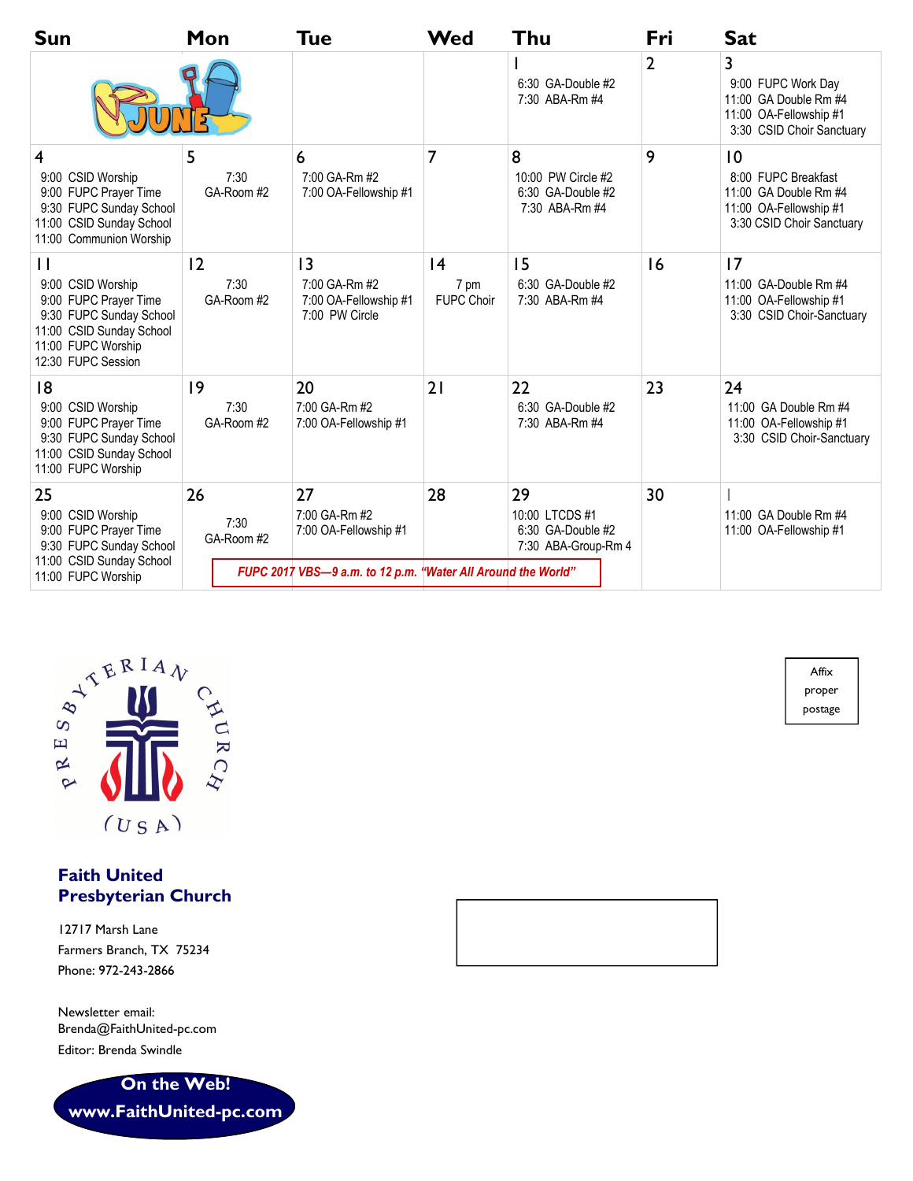| Sun | Mon | Tue | Wed | Thu | Fri | Sat |
|---|---|---|---|---|---|---|
| JUNE | | | | 1<br>6:30 GA-Double #2<br>7:30 ABA-Rm #4 | 2 | 3<br>9:00 FUPC Work Day<br>11:00 GA Double Rm #4<br>11:00 OA-Fellowship #1<br>3:30 CSID Choir Sanctuary |
| 4<br>9:00 CSID Worship<br>9:00 FUPC Prayer Time<br>9:30 FUPC Sunday School<br>11:00 CSID Sunday School<br>11:00 Communion Worship | 5<br>7:30<br>GA-Room #2 | 6<br>7:00 GA-Rm #2<br>7:00 OA-Fellowship #1 | 7 | 8<br>10:00 PW Circle #2<br>6:30 GA-Double #2<br>7:30 ABA-Rm #4 | 9 | 10<br>8:00 FUPC Breakfast<br>11:00 GA Double Rm #4<br>11:00 OA-Fellowship #1<br>3:30 CSID Choir Sanctuary |
| 11<br>9:00 CSID Worship<br>9:00 FUPC Prayer Time<br>9:30 FUPC Sunday School<br>11:00 CSID Sunday School<br>11:00 FUPC Worship<br>12:30 FUPC Session | 12<br>7:30<br>GA-Room #2 | 13<br>7:00 GA-Rm #2<br>7:00 OA-Fellowship #1<br>7:00 PW Circle | 14<br>7 pm<br>FUPC Choir | 15<br>6:30 GA-Double #2<br>7:30 ABA-Rm #4 | 16 | 17<br>11:00 GA-Double Rm #4<br>11:00 OA-Fellowship #1<br>3:30 CSID Choir-Sanctuary |
| 18<br>9:00 CSID Worship<br>9:00 FUPC Prayer Time<br>9:30 FUPC Sunday School<br>11:00 CSID Sunday School<br>11:00 FUPC Worship | 19<br>7:30<br>GA-Room #2 | 20<br>7:00 GA-Rm #2<br>7:00 OA-Fellowship #1 | 21 | 22<br>6:30 GA-Double #2<br>7:30 ABA-Rm #4 | 23 | 24<br>11:00 GA Double Rm #4<br>11:00 OA-Fellowship #1<br>3:30 CSID Choir-Sanctuary |
| 25<br>9:00 CSID Worship<br>9:00 FUPC Prayer Time<br>9:30 FUPC Sunday School<br>11:00 CSID Sunday School<br>11:00 FUPC Worship | 26<br>7:30<br>GA-Room #2 | 27<br>7:00 GA-Rm #2<br>7:00 OA-Fellowship #1 | 28 | 29<br>10:00 LTCDS #1<br>6:30 GA-Double #2<br>7:30 ABA-Group-Rm 4 | 30 | 1<br>11:00 GA Double Rm #4<br>11:00 OA-Fellowship #1 |

***FUPC 2017 VBS—9 a.m. to 12 p.m. "Water All Around the World"***

PRESBYTERIAN CHURCH (USA)

**Faith United Presbyterian Church**

12717 Marsh Lane
Farmers Branch, TX 75234
Phone: 972-243-2866

Newsletter email:
Brenda@FaithUnited-pc.com
Editor: Brenda Swindle

**On the Web!**
**www.FaithUnited-pc.com**

Affix proper postage